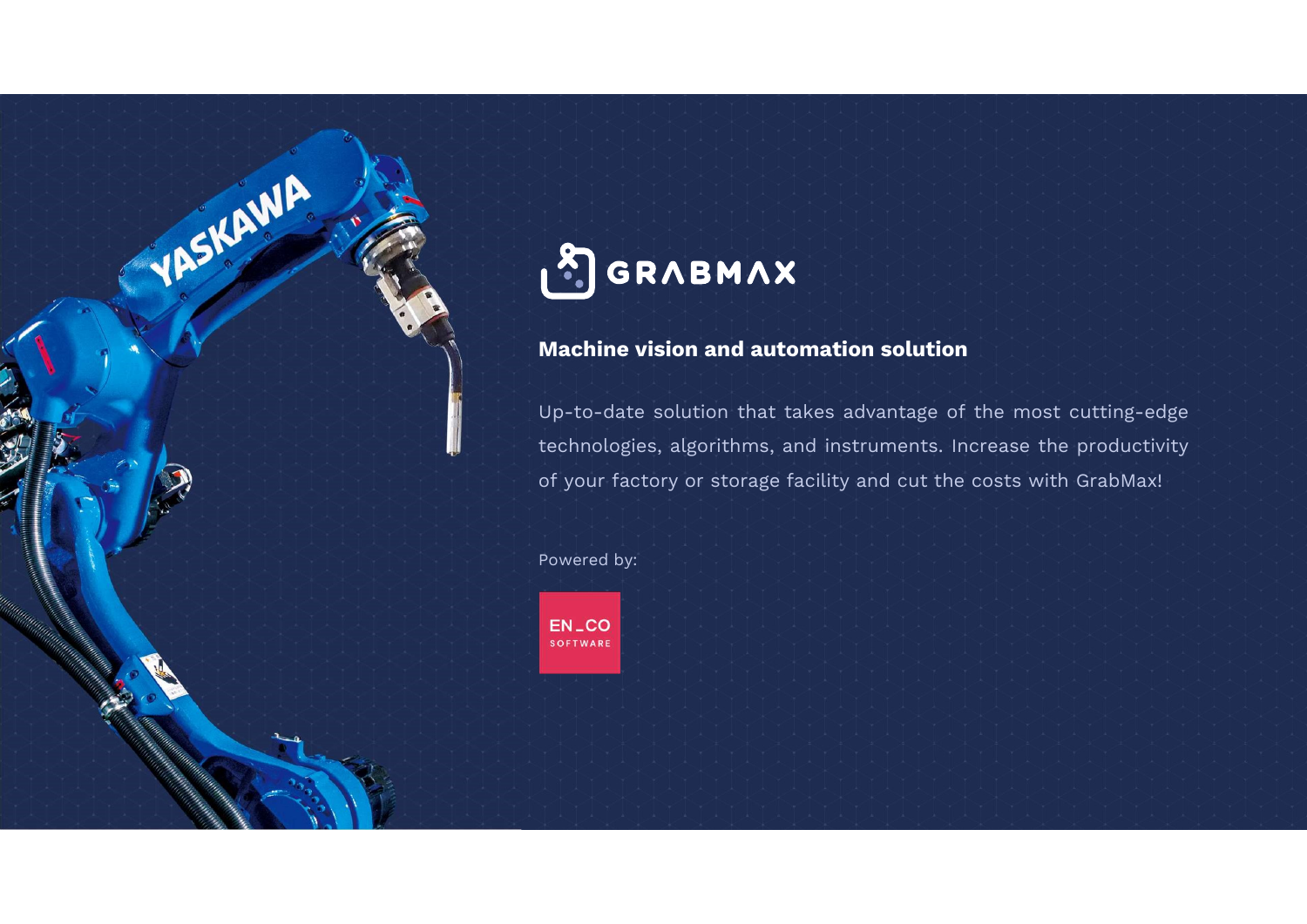# GRABMAX

## Machine vision and automation solution

Up-to-date solution that takes advantage of the most cutting-edge technologies, algorithms, and instruments. Increase the productivity of your factory or storage facility and cut the costs with GrabMax!

Powered by:

EN_CO SOFTWARE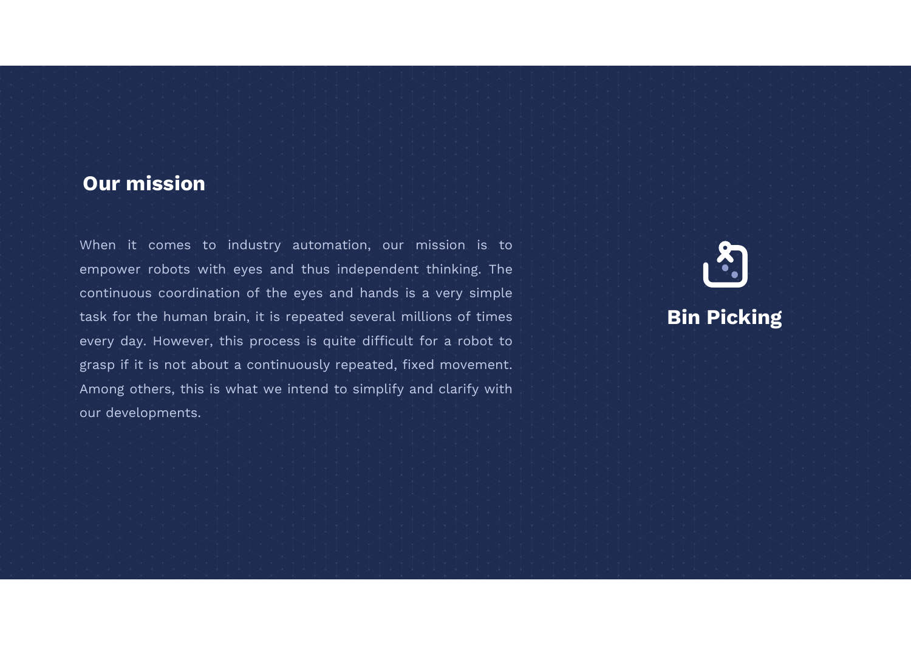## Our mission

When it comes to industry automation, our mission is to empower robots with eyes and thus independent thinking. The continuous coordination of the eyes and hands is a very simple task for the human brain, it is repeated several millions of times every day. However, this process is quite difficult for a robot to grasp if it is not about a continuously repeated, fixed movement. Among others, this is what we intend to simplify and clarify with our developments.

**Bin Picking**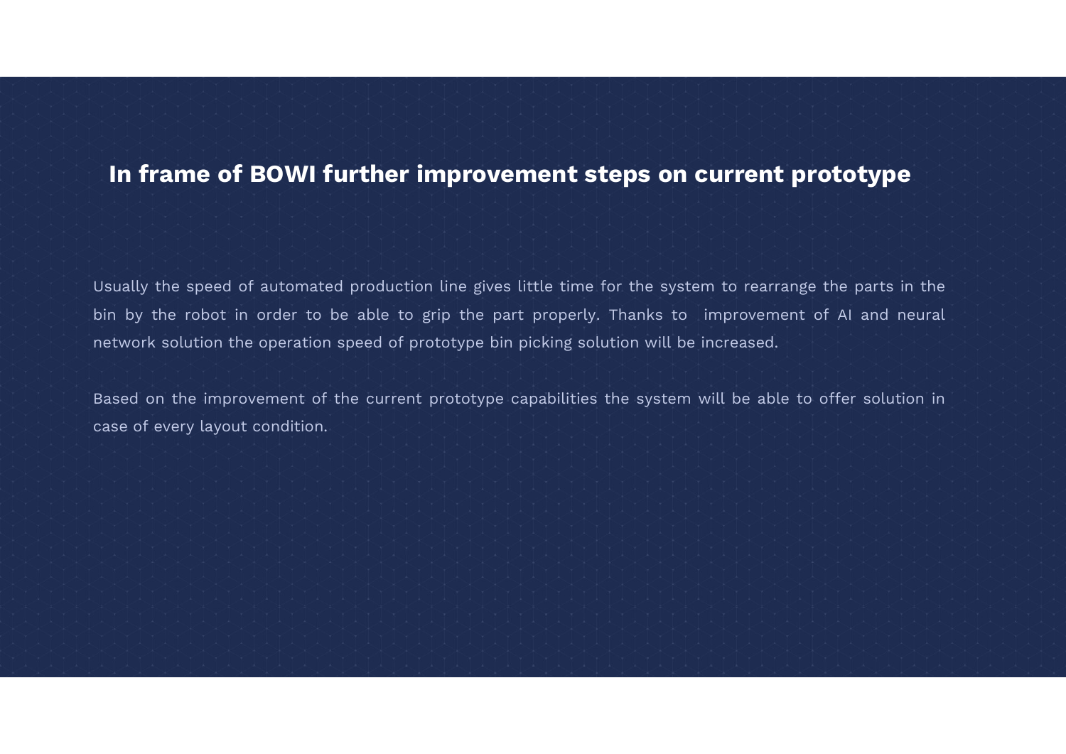## In frame of BOWI further improvement steps on current prototype

Usually the speed of automated production line gives little time for the system to rearrange the parts in the bin by the robot in order to be able to grip the part properly. Thanks to improvement of AI and neural network solution the operation speed of prototype bin picking solution will be increased.

Based on the improvement of the current prototype capabilities the system will be able to offer solution in case of every layout condition.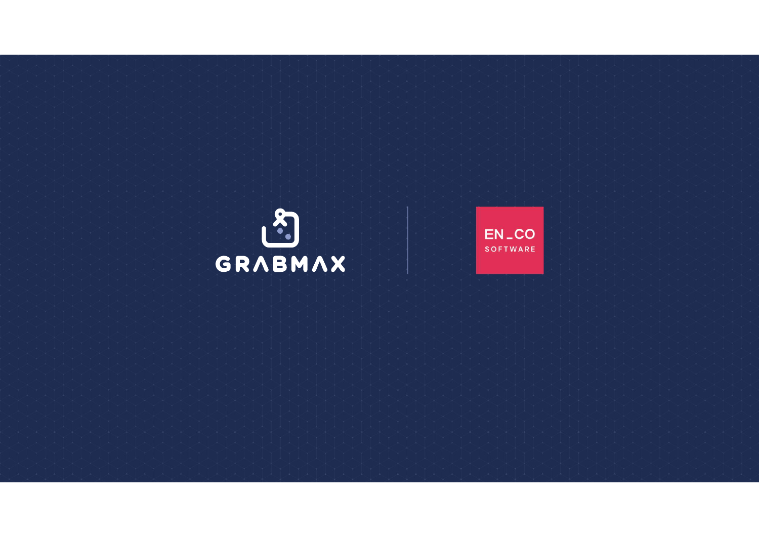GRABMAX

EN_CO
SOFTWARE